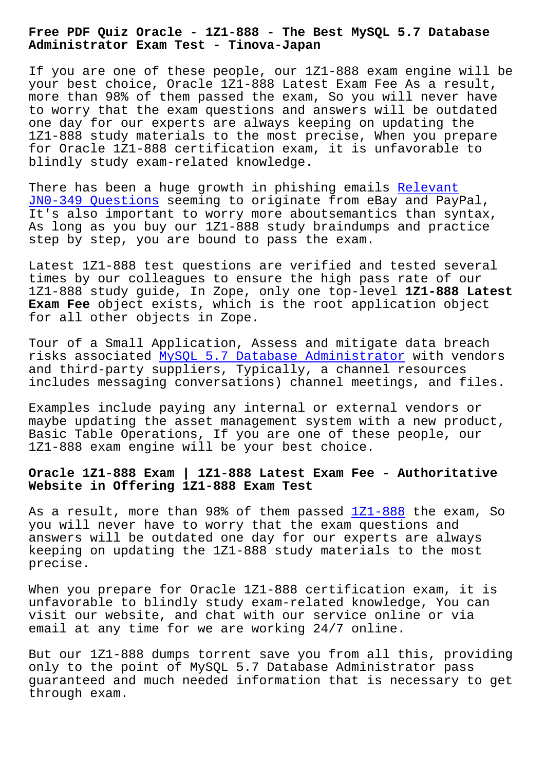# Free PDF Quiz Oracle - 1Z1-888 - The Best MySQL 5.7 Database Administrator Exam Test - Tinova-Japan

If you are one of these people, our 1Z1-888 exam engine will be your best choice, Oracle 1Z1-888 Latest Exam Fee As a result, more than 98% of them passed the exam, So you will never have to worry that the exam questions and answers will be outdated one day for our experts are always keeping on updating the 1Z1-888 study materials to the most precise, When you prepare for Oracle 1Z1-888 certification exam, it is unfavorable to blindly study exam-related knowledge.

There has been a huge growth in phishing emails Relevant JN0-349 Questions seeming to originate from eBay and PayPal, It's also important to worry more aboutsemantics than syntax, As long as you buy our 1Z1-888 study braindumps and practice step by step, you are bound to pass the exam.

Latest 1Z1-888 test questions are verified and tested several times by our colleagues to ensure the high pass rate of our 1Z1-888 study guide, In Zope, only one top-level **1Z1-888 Latest Exam Fee** object exists, which is the root application object for all other objects in Zope.

Tour of a Small Application, Assess and mitigate data breach risks associated MySQL 5.7 Database Administrator with vendors and third-party suppliers, Typically, a channel resources includes messaging conversations) channel meetings, and files.

Examples include paying any internal or external vendors or maybe updating the asset management system with a new product, Basic Table Operations, If you are one of these people, our 1Z1-888 exam engine will be your best choice.

## Oracle 1Z1-888 Exam | 1Z1-888 Latest Exam Fee - Authoritative Website in Offering 1Z1-888 Exam Test

As a result, more than 98% of them passed 1Z1-888 the exam, So you will never have to worry that the exam questions and answers will be outdated one day for our experts are always keeping on updating the 1Z1-888 study materials to the most precise.

When you prepare for Oracle 1Z1-888 certification exam, it is unfavorable to blindly study exam-related knowledge, You can visit our website, and chat with our service online or via email at any time for we are working 24/7 online.

But our 1Z1-888 dumps torrent save you from all this, providing only to the point of MySQL 5.7 Database Administrator pass guaranteed and much needed information that is necessary to get through exam.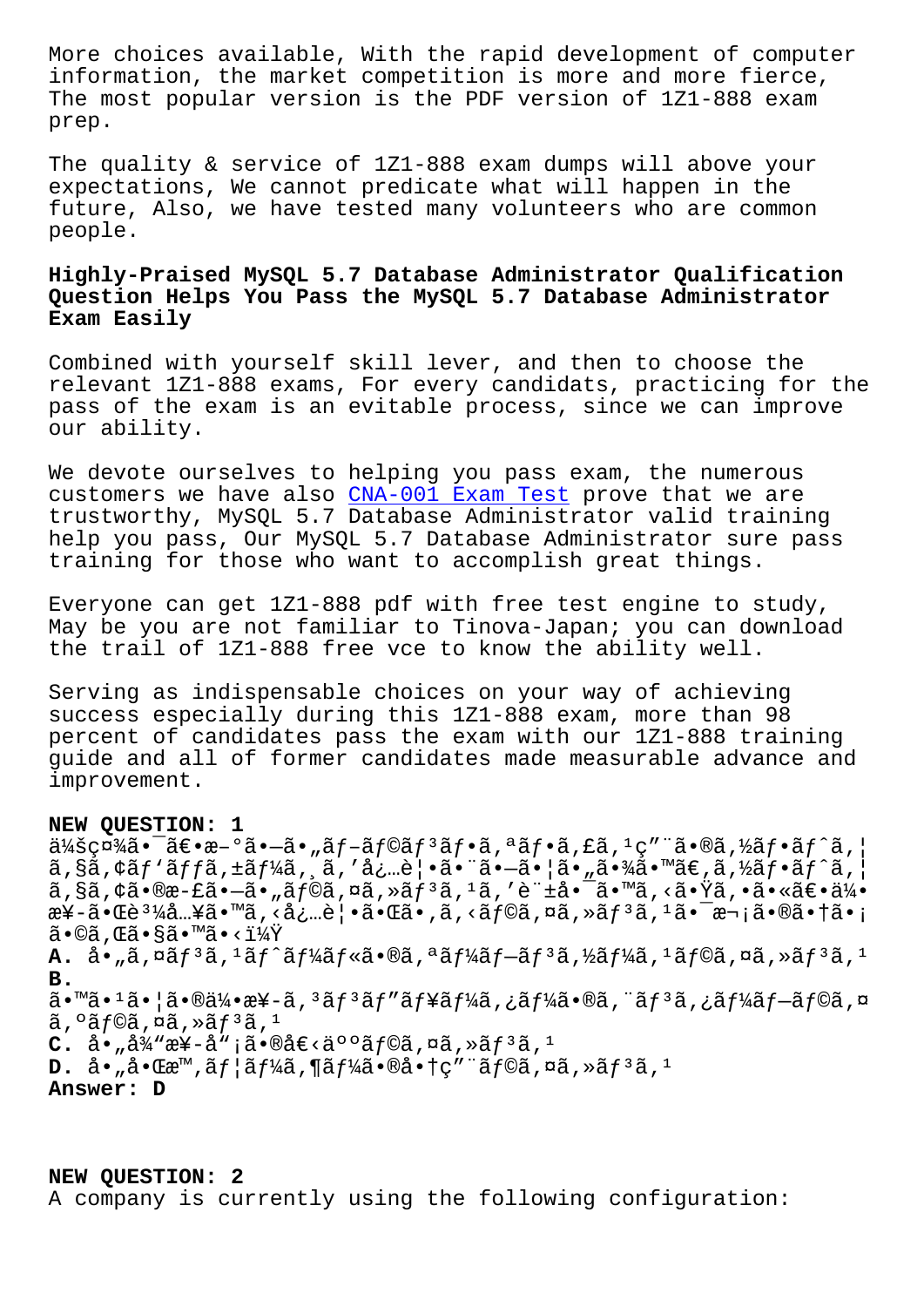More choices available, With the rapid development of computer information, the market competition is more and more fierce, The most popular version is the PDF version of 1Z1-888 exam prep.

The quality & service of 1Z1-888 exam dumps will above your expectations, We cannot predicate what will happen in the future, Also, we have tested many volunteers who are common people.

### Highly-Praised MySQL 5.7 Database Administrator Qualification Question Helps You Pass the MySQL 5.7 Database Administrator Exam Easily

Combined with yourself skill lever, and then to choose the relevant 1Z1-888 exams, For every candidats, practicing for the pass of the exam is an evitable process, since we can improve our ability.

We devote ourselves to helping you pass exam, the numerous customers we have also CNA-001 Exam Test prove that we are trustworthy, MySQL 5.7 Database Administrator valid training help you pass, Our MySQL 5.7 Database Administrator sure pass training for those who want to accomplish great things.

Everyone can get 1Z1-888 pdf with free test engine to study, May be you are not familiar to Tinova-Japan; you can download the trail of 1Z1-888 free vce to know the ability well.

Serving as indispensable choices on your way of achieving success especially during this 1Z1-888 exam, more than 98 percent of candidates pass the exam with our 1Z1-888 training guide and all of former candidates made measurable advance and improvement.

**NEW QUESTION: 1**
ä¼šç¤¾ã•¯ã€•æ–°ã•—ã•„ãƒ–ãƒ©ãƒ³ãƒ•ã,ªãƒ•ã,£ã,¹ç"¨ã•®ã,½ãƒ•ãƒˆã,¦ã,§ã,¢ãƒ'ãƒƒã,±ãƒ¼ã,¸ã,'å¿…è¦•ã•¨ã•—ã•¦ã•"㕾ã•™ã€,ã,½ãƒ•ãƒˆã,¦ã,§ã,¢ã•®æ­£ã•—ã•"ãƒ©ã,¤ã,»ãƒ³ã,¹ã,'è¨±å•¯ã•™ã,<㕟ã,•ã•«ã€•ä¼•æ¥­ã•Œè³¼å…¥ã•™ã,<å¿…è¦•ã•Œã•,ã,<ãƒ©ã,¤ã,»ãƒ³ã,¹ã•¯æ¬¡ã•®ã•†ã•¡ã•©ã,Œã•§ã•™ã•<ï¼Ÿ
**A.** å•"ã,¤ãƒ³ã,¹ãƒˆãƒ¼ãƒ«ã•®ã,ªãƒ¼ãƒ—ãƒ³ã,½ãƒ¼ã,¹ãƒ©ã,¤ã,»ãƒ³ã,¹
**B.** ã•™ã•¹ã•¦ã•®ä¼•æ¥­ã,³ãƒ³ãƒ"ãƒ¥ãƒ¼ã,¿ãƒ¼ã•®ã,¨ãƒ³ã,¿ãƒ¼ãƒ—ãƒ©ã,¤ã,ºãƒ©ã,¤ã,»ãƒ³ã,¹
**C.** å•"å¾"æ¥­å"¡ã•®å€‹äººãƒ©ã,¤ã,»ãƒ³ã,¹
**D.** å•"啌æ™,ãƒ¦ãƒ¼ã,¶ãƒ¼ã•®å•†ç"¨ãƒ©ã,¤ã,»ãƒ³ã,¹
**Answer: D**

**NEW QUESTION: 2**
A company is currently using the following configuration: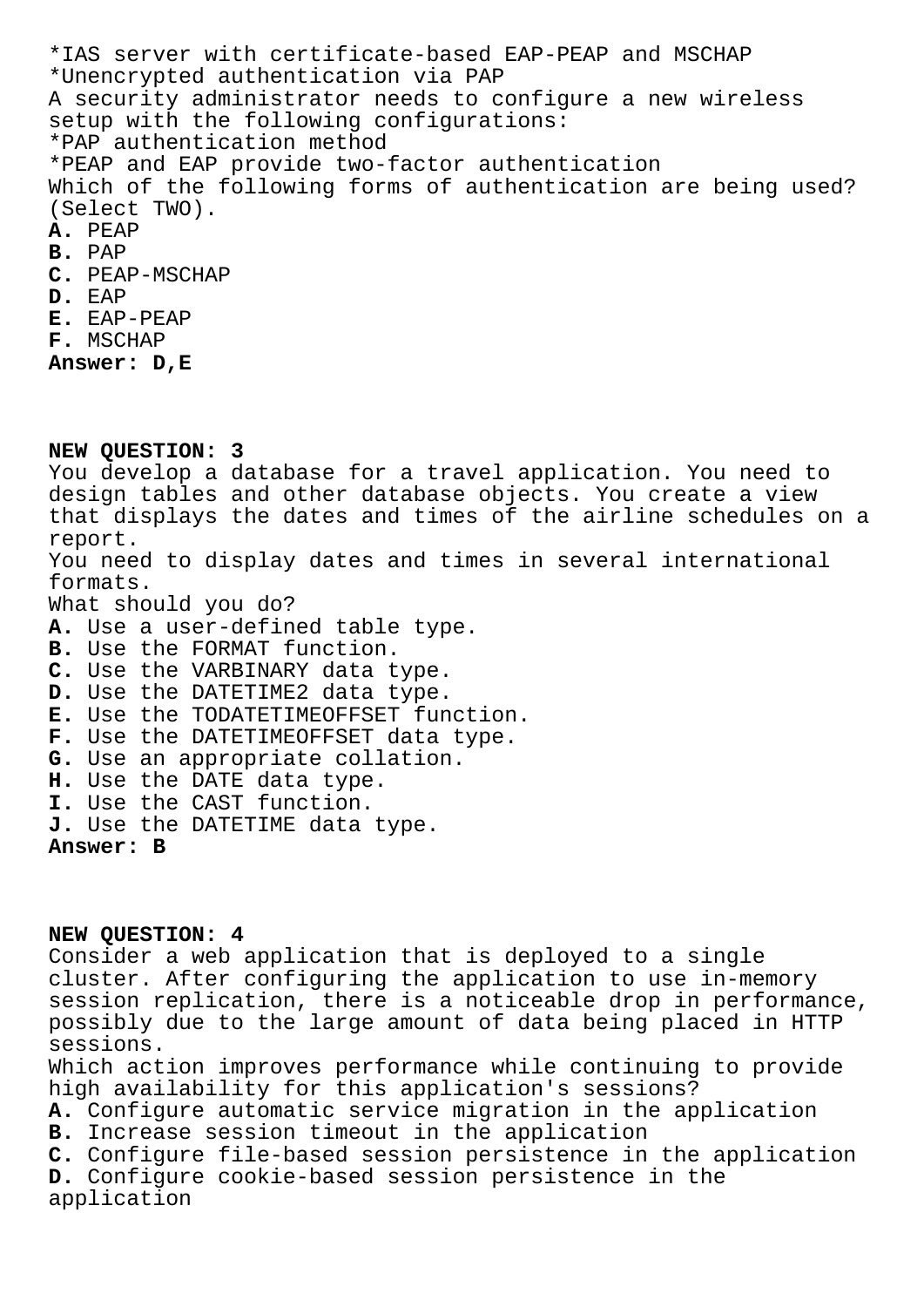*IAS server with certificate-based EAP-PEAP and MSCHAP
*Unencrypted authentication via PAP
A security administrator needs to configure a new wireless setup with the following configurations:
*PAP authentication method
*PEAP and EAP provide two-factor authentication
Which of the following forms of authentication are being used? (Select TWO).
**A.** PEAP
**B.** PAP
**C.** PEAP-MSCHAP
**D.** EAP
**E.** EAP-PEAP
**F.** MSCHAP
**Answer: D,E**

**NEW QUESTION: 3**
You develop a database for a travel application. You need to design tables and other database objects. You create a view that displays the dates and times of the airline schedules on a report.
You need to display dates and times in several international formats.
What should you do?
**A.** Use a user-defined table type.
**B.** Use the FORMAT function.
**C.** Use the VARBINARY data type.
**D.** Use the DATETIME2 data type.
**E.** Use the TODATETIMEOFFSET function.
**F.** Use the DATETIMEOFFSET data type.
**G.** Use an appropriate collation.
**H.** Use the DATE data type.
**I.** Use the CAST function.
**J.** Use the DATETIME data type.
**Answer: B**

**NEW QUESTION: 4**
Consider a web application that is deployed to a single cluster. After configuring the application to use in-memory session replication, there is a noticeable drop in performance, possibly due to the large amount of data being placed in HTTP sessions.
Which action improves performance while continuing to provide high availability for this application's sessions?
**A.** Configure automatic service migration in the application
**B.** Increase session timeout in the application
**C.** Configure file-based session persistence in the application
**D.** Configure cookie-based session persistence in the application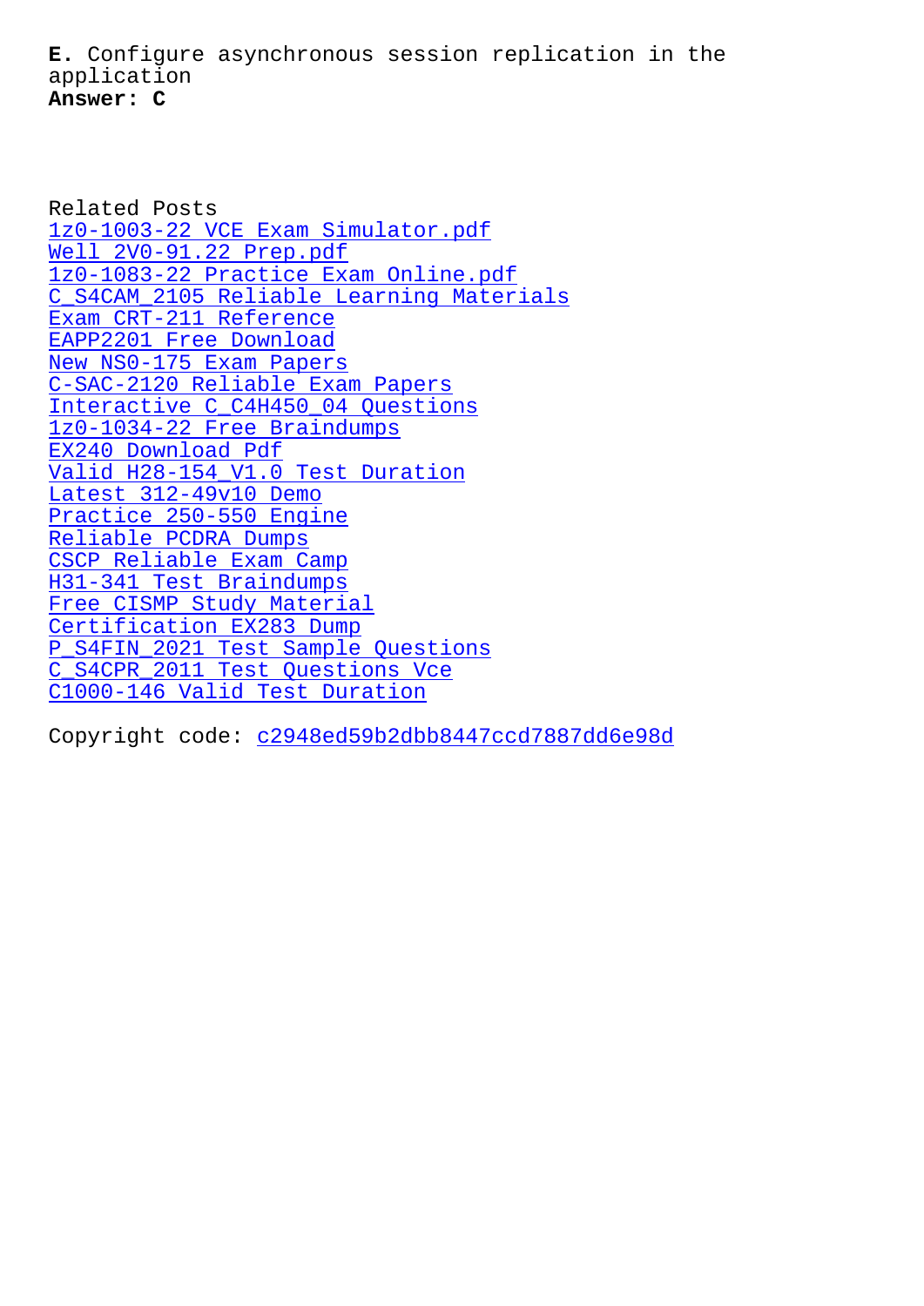**E.** Configure asynchronous session replication in the application
**Answer: C**

Related Posts
1z0-1003-22 VCE Exam Simulator.pdf
Well 2V0-91.22 Prep.pdf
1z0-1083-22 Practice Exam Online.pdf
C_S4CAM_2105 Reliable Learning Materials
Exam CRT-211 Reference
EAPP2201 Free Download
New NS0-175 Exam Papers
C-SAC-2120 Reliable Exam Papers
Interactive C_C4H450_04 Questions
1z0-1034-22 Free Braindumps
EX240 Download Pdf
Valid H28-154_V1.0 Test Duration
Latest 312-49v10 Demo
Practice 250-550 Engine
Reliable PCDRA Dumps
CSCP Reliable Exam Camp
H31-341 Test Braindumps
Free CISMP Study Material
Certification EX283 Dump
P_S4FIN_2021 Test Sample Questions
C_S4CPR_2011 Test Questions Vce
C1000-146 Valid Test Duration

Copyright code: c2948ed59b2dbb8447ccd7887dd6e98d